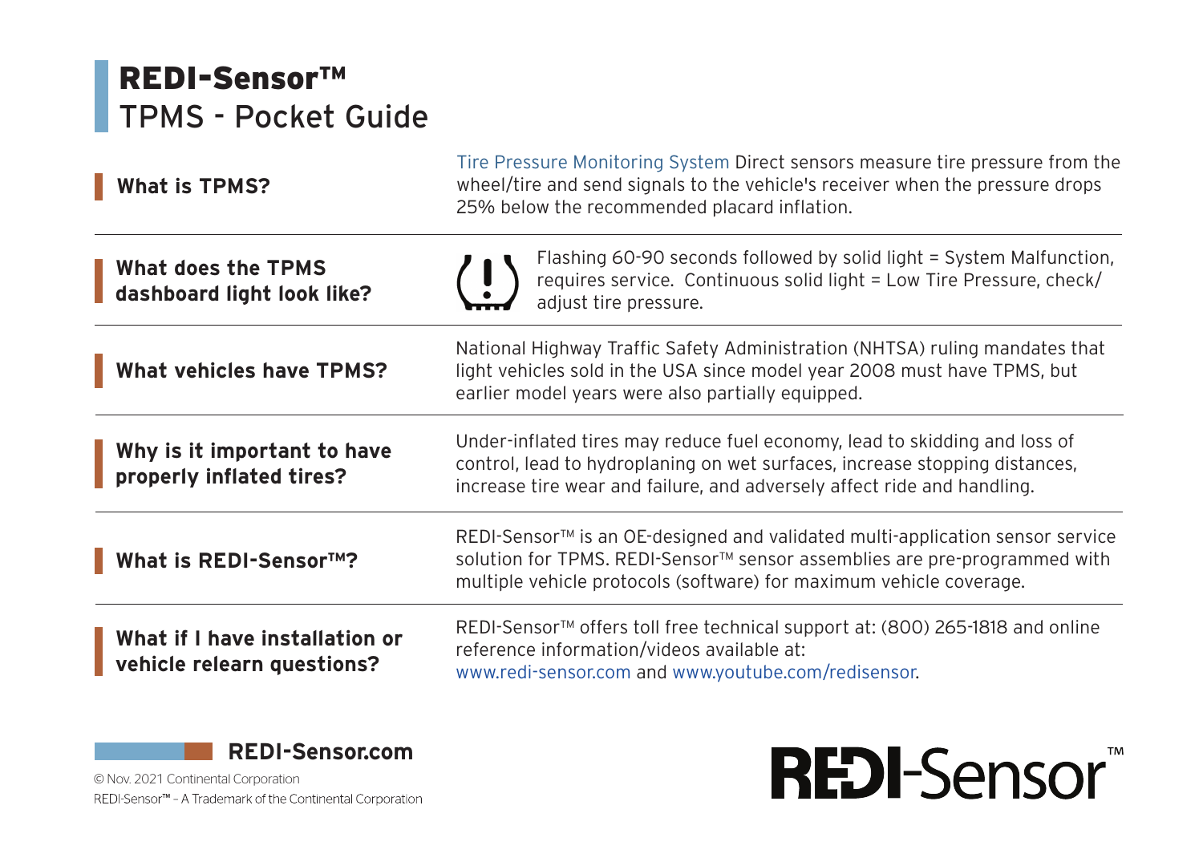# REDI-Sensor™
## TPMS - Pocket Guide

**What is TPMS?**

Tire Pressure Monitoring System Direct sensors measure tire pressure from the wheel/tire and send signals to the vehicle's receiver when the pressure drops 25% below the recommended placard inflation.

**What does the TPMS dashboard light look like?**

Flashing 60-90 seconds followed by solid light = System Malfunction, requires service. Continuous solid light = Low Tire Pressure, check/adjust tire pressure.

**What vehicles have TPMS?**

National Highway Traffic Safety Administration (NHTSA) ruling mandates that light vehicles sold in the USA since model year 2008 must have TPMS, but earlier model years were also partially equipped.

**Why is it important to have properly inflated tires?**

Under-inflated tires may reduce fuel economy, lead to skidding and loss of control, lead to hydroplaning on wet surfaces, increase stopping distances, increase tire wear and failure, and adversely affect ride and handling.

**What is REDI-Sensor™?**

REDI-Sensor™ is an OE-designed and validated multi-application sensor service solution for TPMS. REDI-Sensor™ sensor assemblies are pre-programmed with multiple vehicle protocols (software) for maximum vehicle coverage.

**What if I have installation or vehicle relearn questions?**

REDI-Sensor™ offers toll free technical support at: (800) 265-1818 and online reference information/videos available at: www.redi-sensor.com and www.youtube.com/redisensor.

**REDI-Sensor.com**

© Nov. 2021 Continental Corporation

REDI-Sensor™ – A Trademark of the Continental Corporation

REDI-Sensor™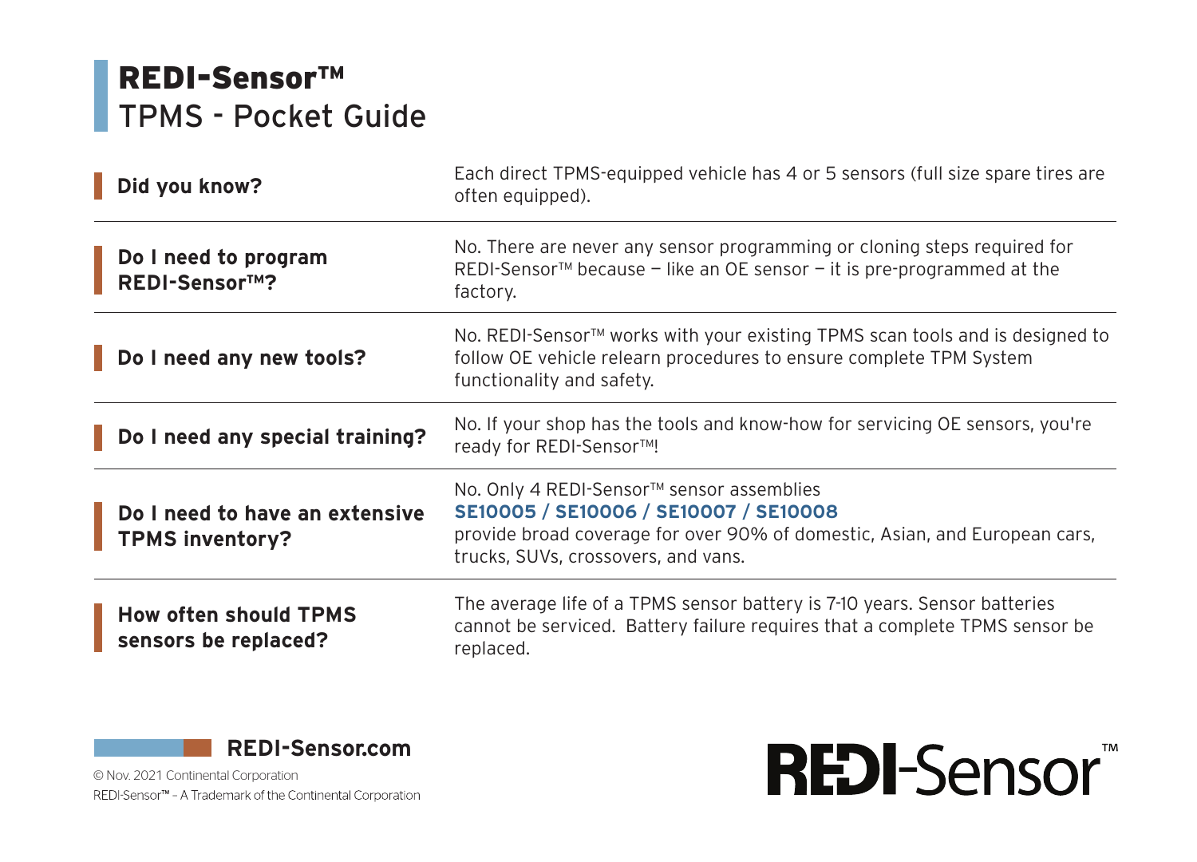# REDI-Sensor™

## TPMS - Pocket Guide

| | |
|---|---|
| **Did you know?** | Each direct TPMS-equipped vehicle has 4 or 5 sensors (full size spare tires are often equipped). |
| **Do I need to program REDI-Sensor™?** | No. There are never any sensor programming or cloning steps required for REDI-Sensor™ because — like an OE sensor — it is pre-programmed at the factory. |
| **Do I need any new tools?** | No. REDI-Sensor™ works with your existing TPMS scan tools and is designed to follow OE vehicle relearn procedures to ensure complete TPM System functionality and safety. |
| **Do I need any special training?** | No. If your shop has the tools and know-how for servicing OE sensors, you're ready for REDI-Sensor™! |
| **Do I need to have an extensive TPMS inventory?** | No. Only 4 REDI-Sensor™ sensor assemblies **SE10005 / SE10006 / SE10007 / SE10008** provide broad coverage for over 90% of domestic, Asian, and European cars, trucks, SUVs, crossovers, and vans. |
| **How often should TPMS sensors be replaced?** | The average life of a TPMS sensor battery is 7-10 years. Sensor batteries cannot be serviced. Battery failure requires that a complete TPMS sensor be replaced. |

**REDI-Sensor.com**

© Nov. 2021 Continental Corporation

REDI-Sensor™ – A Trademark of the Continental Corporation

REDI-Sensor™